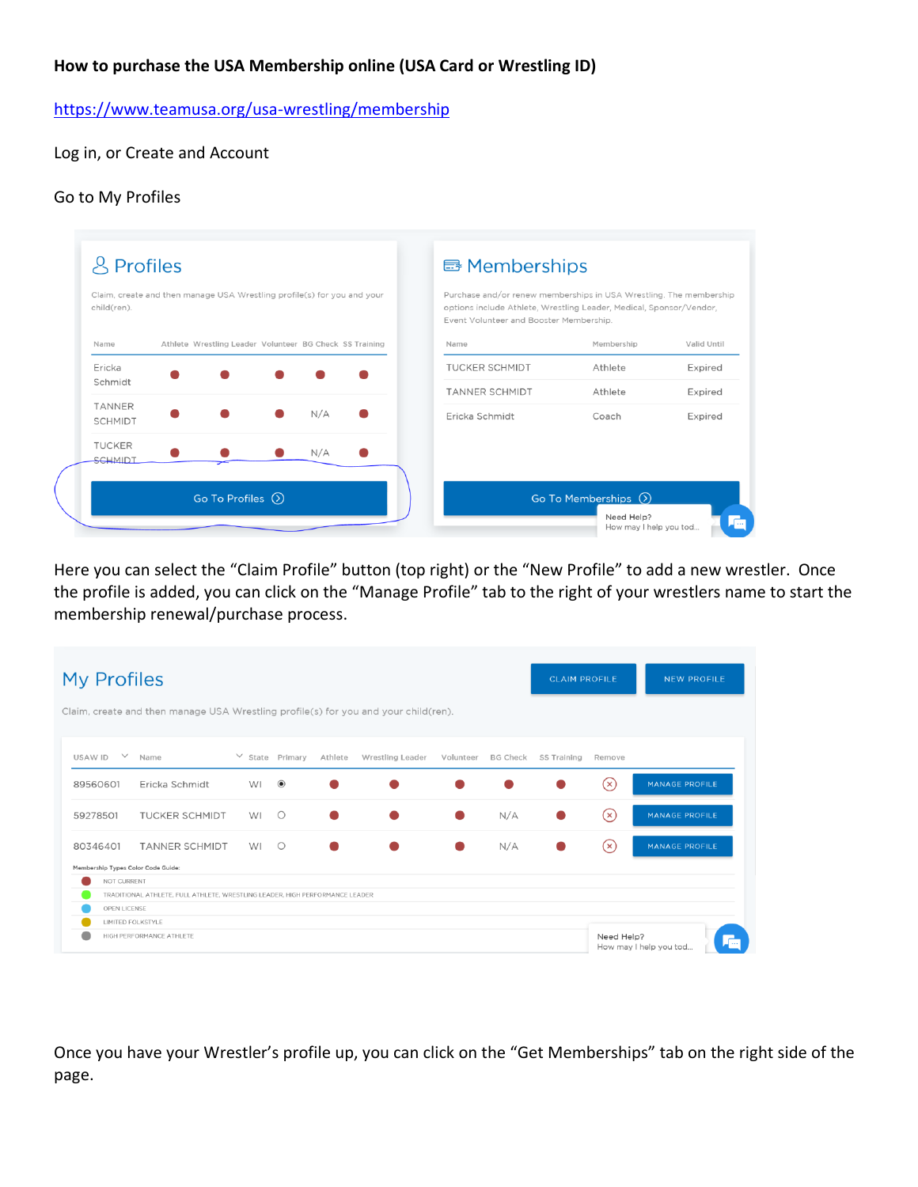**How to purchase the USA Membership online (USA Card or Wrestling ID)**

https://www.teamusa.org/usa-wrestling/membership

Log in, or Create and Account

Go to My Profiles

## Profiles

Claim, create and then manage USA Wrestling profile(s) for you and your child(ren).

| Name | Athlete | Wrestling Leader | Volunteer | BG Check | SS Training |
|---|---|---|---|---|---|
| Ericka Schmidt | ● | ● | ● | ● | ● |
| TANNER SCHMIDT | ● | ● | ● | N/A | ● |
| TUCKER SCHMIDT | ● | ● | ● | N/A | ● |

Go To Profiles

## Memberships

Purchase and/or renew memberships in USA Wrestling. The membership options include Athlete, Wrestling Leader, Medical, Sponsor/Vendor, Event Volunteer and Booster Membership.

| Name | Membership | Valid Until |
|---|---|---|
| TUCKER SCHMIDT | Athlete | Expired |
| TANNER SCHMIDT | Athlete | Expired |
| Ericka Schmidt | Coach | Expired |

Go To Memberships

Need Help?
How may I help you tod...

Here you can select the "Claim Profile" button (top right) or the "New Profile" to add a new wrestler. Once the profile is added, you can click on the "Manage Profile" tab to the right of your wrestlers name to start the membership renewal/purchase process.

## My Profiles

CLAIM PROFILE | NEW PROFILE

Claim, create and then manage USA Wrestling profile(s) for you and your child(ren).

| USAW ID | Name | State | Primary | Athlete | Wrestling Leader | Volunteer | BG Check | SS Training | Remove | |
|---|---|---|---|---|---|---|---|---|---|---|
| 89560601 | Ericka Schmidt | WI | ◉ | ● | ● | ● | ● | ● | ⊗ | MANAGE PROFILE |
| 59278501 | TUCKER SCHMIDT | WI | ○ | ● | ● | ● | N/A | ● | ⊗ | MANAGE PROFILE |
| 80346401 | TANNER SCHMIDT | WI | ○ | ● | ● | ● | N/A | ● | ⊗ | MANAGE PROFILE |

Membership Types Color Code Guide:

- NOT CURRENT
- TRADITIONAL ATHLETE, FULL ATHLETE, WRESTLING LEADER, HIGH PERFORMANCE LEADER
- OPEN LICENSE
- LIMITED FOLKSTYLE
- HIGH PERFORMANCE ATHLETE

Need Help?
How may I help you tod...

Once you have your Wrestler's profile up, you can click on the "Get Memberships" tab on the right side of the page.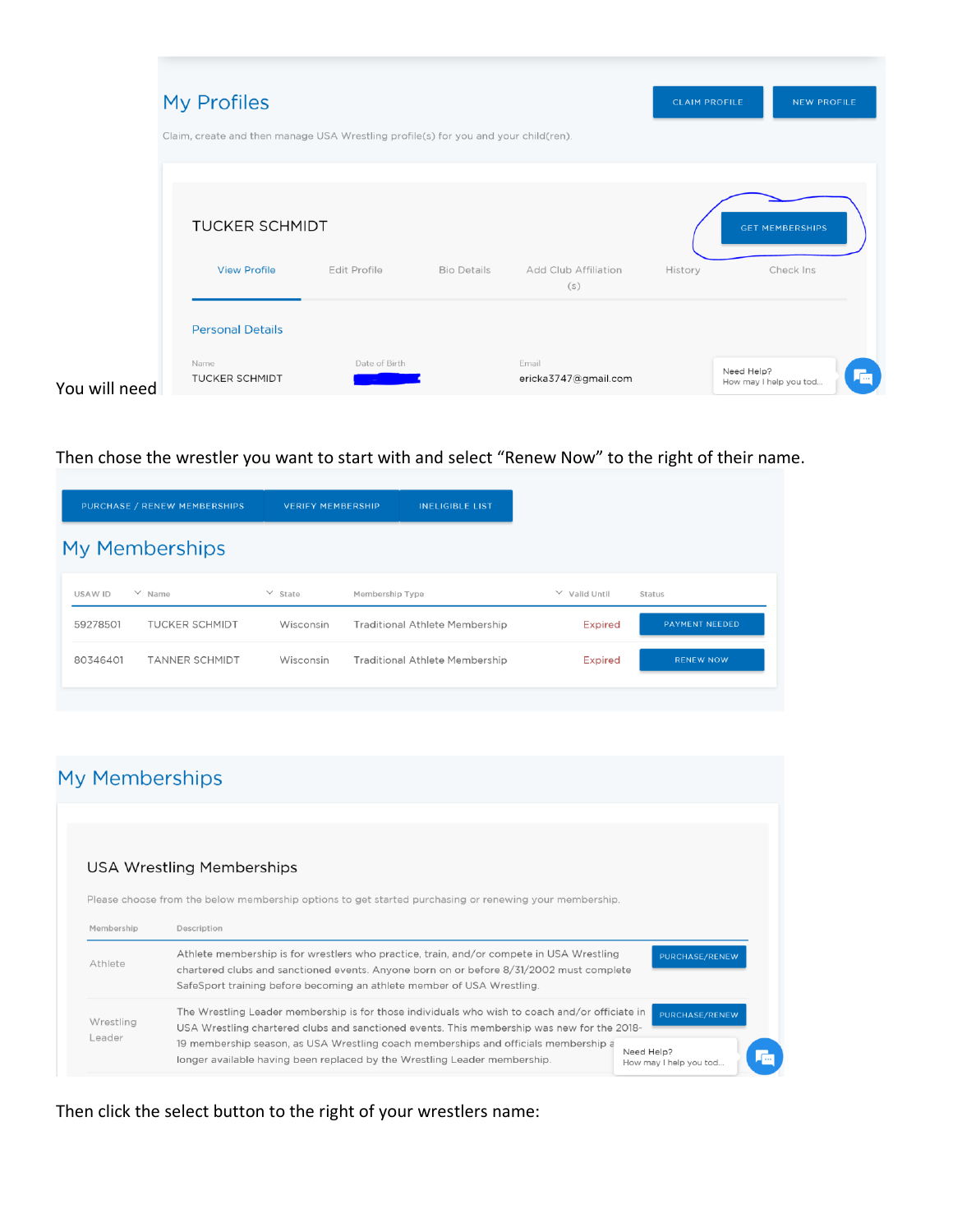## My Profiles

CLAIM PROFILE | NEW PROFILE

Claim, create and then manage USA Wrestling profile(s) for you and your child(ren).

TUCKER SCHMIDT

GET MEMBERSHIPS

View Profile | Edit Profile | Bio Details | Add Club Affiliation (s) | History | Check Ins

Personal Details

| Name | Date of Birth | Email |
|---|---|---|
| TUCKER SCHMIDT | | ericka3747@gmail.com |

Need Help? How may I help you tod...

You will need

Then chose the wrestler you want to start with and select "Renew Now" to the right of their name.

PURCHASE / RENEW MEMBERSHIPS | VERIFY MEMBERSHIP | INELIGIBLE LIST

## My Memberships

| USAW ID | Name | State | Membership Type | Valid Until | Status |
|---|---|---|---|---|---|
| 59278501 | TUCKER SCHMIDT | Wisconsin | Traditional Athlete Membership | Expired | PAYMENT NEEDED |
| 80346401 | TANNER SCHMIDT | Wisconsin | Traditional Athlete Membership | Expired | RENEW NOW |

## My Memberships

### USA Wrestling Memberships

Please choose from the below membership options to get started purchasing or renewing your membership.

| Membership | Description | |
|---|---|---|
| Athlete | Athlete membership is for wrestlers who practice, train, and/or compete in USA Wrestling chartered clubs and sanctioned events. Anyone born on or before 8/31/2002 must complete SafeSport training before becoming an athlete member of USA Wrestling. | PURCHASE/RENEW |
| Wrestling Leader | The Wrestling Leader membership is for those individuals who wish to coach and/or officiate in USA Wrestling chartered clubs and sanctioned events. This membership was new for the 2018-19 membership season, as USA Wrestling coach memberships and officials membership a... longer available having been replaced by the Wrestling Leader membership. | PURCHASE/RENEW |

Need Help? How may I help you tod...

Then click the select button to the right of your wrestlers name: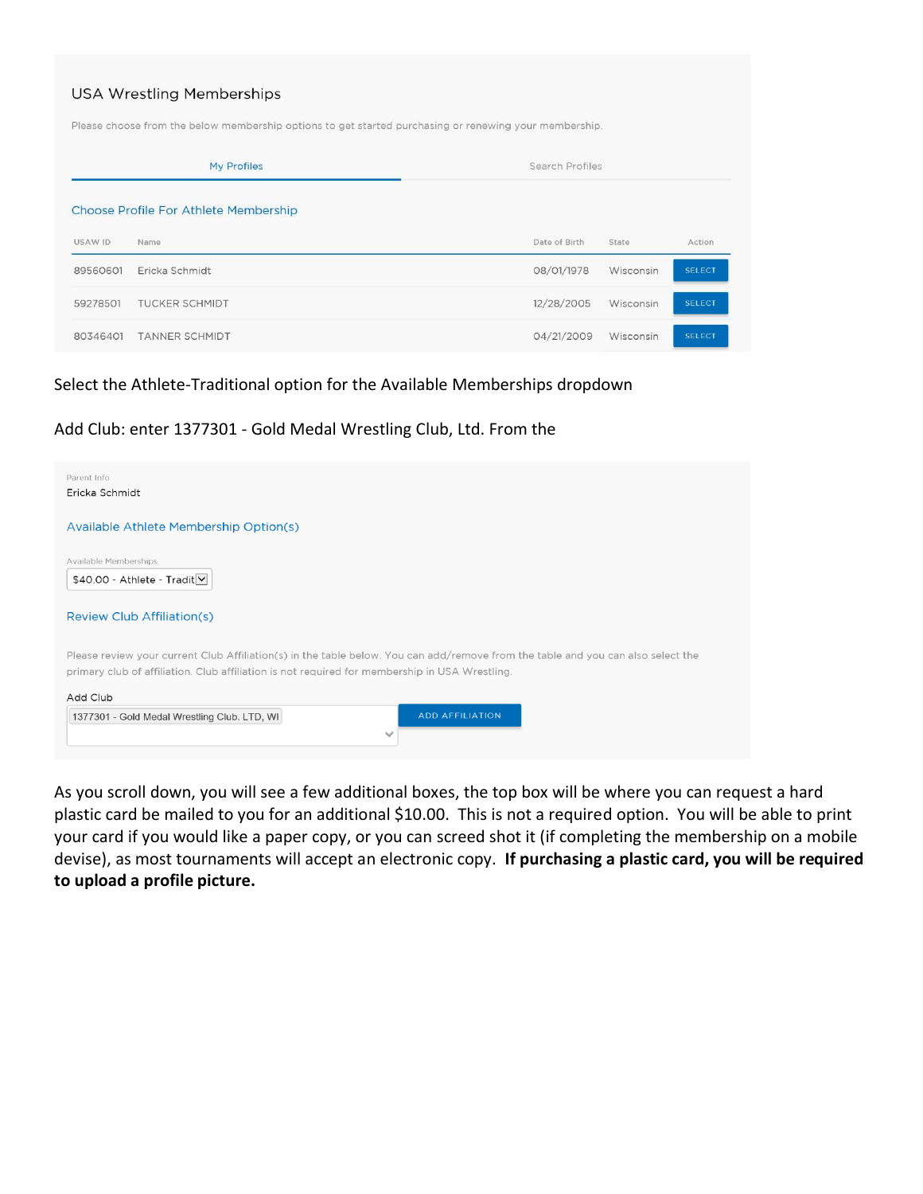## USA Wrestling Memberships

Please choose from the below membership options to get started purchasing or renewing your membership.

My Profiles | Search Profiles

### Choose Profile For Athlete Membership

| USAW ID | Name | Date of Birth | State | Action |
|---|---|---|---|---|
| 89560601 | Ericka Schmidt | 08/01/1978 | Wisconsin | SELECT |
| 59278501 | TUCKER SCHMIDT | 12/28/2005 | Wisconsin | SELECT |
| 80346401 | TANNER SCHMIDT | 04/21/2009 | Wisconsin | SELECT |

Select the Athlete-Traditional option for the Available Memberships dropdown

Add Club: enter 1377301 - Gold Medal Wrestling Club, Ltd. From the

Parent Info
Ericka Schmidt

Available Athlete Membership Option(s)

Available Memberships
$40.00 - Athlete - Tradit

Review Club Affiliation(s)

Please review your current Club Affiliation(s) in the table below. You can add/remove from the table and you can also select the primary club of affiliation. Club affiliation is not required for membership in USA Wrestling.

Add Club
1377301 - Gold Medal Wrestling Club, LTD, WI

ADD AFFILIATION

As you scroll down, you will see a few additional boxes, the top box will be where you can request a hard plastic card be mailed to you for an additional $10.00. This is not a required option. You will be able to print your card if you would like a paper copy, or you can screed shot it (if completing the membership on a mobile devise), as most tournaments will accept an electronic copy. **If purchasing a plastic card, you will be required to upload a profile picture.**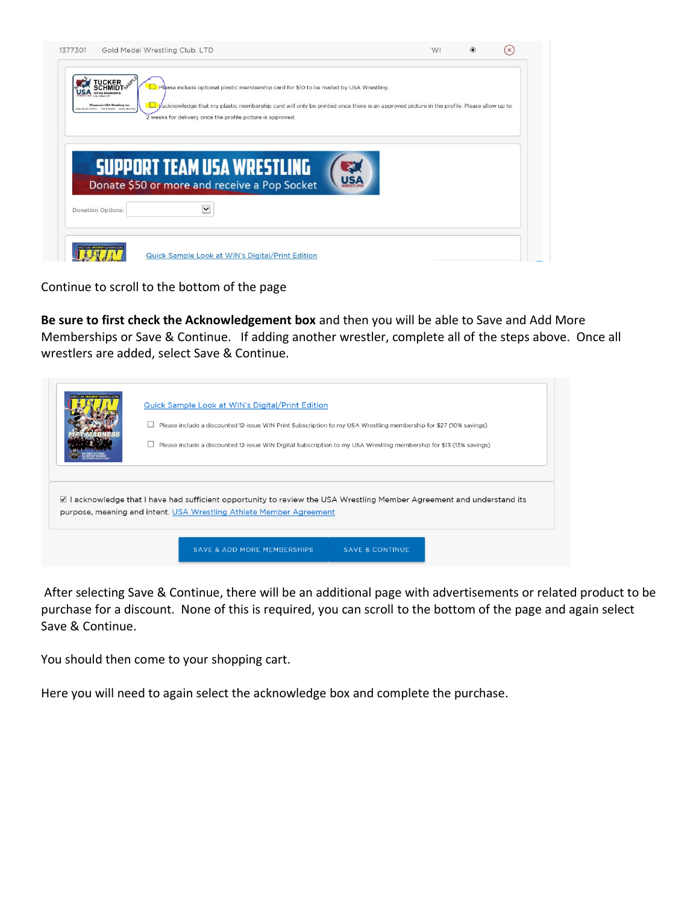1377301 Gold Medal Wrestling Club, LTD WI

Please include optional plastic membership card for $10 to be mailed by USA Wrestling.

I acknowledge that my plastic membership card will only be printed once there is an approved picture in the profile. Please allow up to 2 weeks for delivery once the profile picture is approved.

SUPPORT TEAM USA WRESTLING
Donate $50 or more and receive a Pop Socket

Donation Options:

Quick Sample Look at WIN's Digital/Print Edition

Continue to scroll to the bottom of the page

**Be sure to first check the Acknowledgement box** and then you will be able to Save and Add More Memberships or Save & Continue. If adding another wrestler, complete all of the steps above. Once all wrestlers are added, select Save & Continue.

Quick Sample Look at WIN's Digital/Print Edition

- ☐ Please include a discounted 12-issue WIN Print Subscription to my USA Wrestling membership for $27 (10% savings).
- ☐ Please include a discounted 12-issue WIN Digital Subscription to my USA Wrestling membership for $13 (13% savings).

☑ I acknowledge that I have had sufficient opportunity to review the USA Wrestling Member Agreement and understand its purpose, meaning and intent. USA Wrestling Athlete Member Agreement

SAVE & ADD MORE MEMBERSHIPS | SAVE & CONTINUE

After selecting Save & Continue, there will be an additional page with advertisements or related product to be purchase for a discount. None of this is required, you can scroll to the bottom of the page and again select Save & Continue.

You should then come to your shopping cart.

Here you will need to again select the acknowledge box and complete the purchase.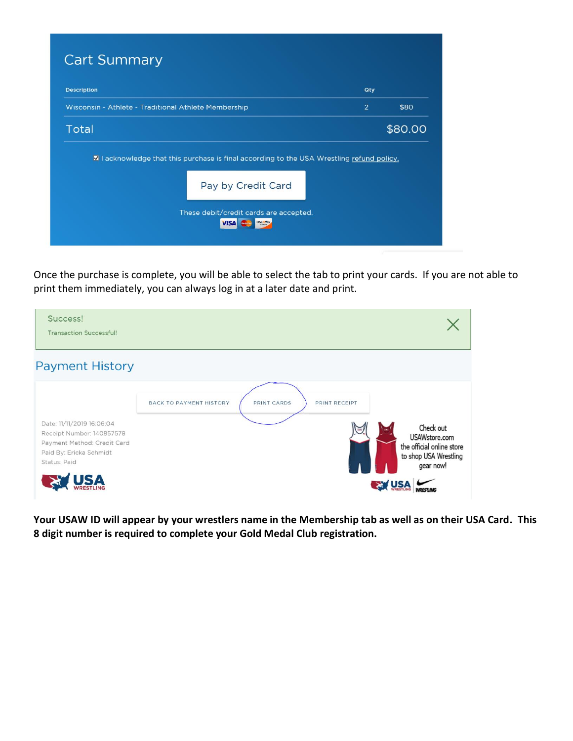## Cart Summary

| Description | Qty | |
|---|---|---|
| Wisconsin - Athlete - Traditional Athlete Membership | 2 | $80 |
| **Total** | | **$80.00** |

☑ I acknowledge that this purchase is final according to the USA Wrestling refund policy.

Pay by Credit Card

These debit/credit cards are accepted.

Once the purchase is complete, you will be able to select the tab to print your cards. If you are not able to print them immediately, you can always log in at a later date and print.

Success!

Transaction Successful!

## Payment History

BACK TO PAYMENT HISTORY | PRINT CARDS | PRINT RECEIPT

Date: 11/11/2019 16:06:04
Receipt Number: 140857578
Payment Method: Credit Card
Paid By: Ericka Schmidt
Status: Paid

Check out USAWstore.com the official online store to shop USA Wrestling gear now!

**Your USAW ID will appear by your wrestlers name in the Membership tab as well as on their USA Card. This 8 digit number is required to complete your Gold Medal Club registration.**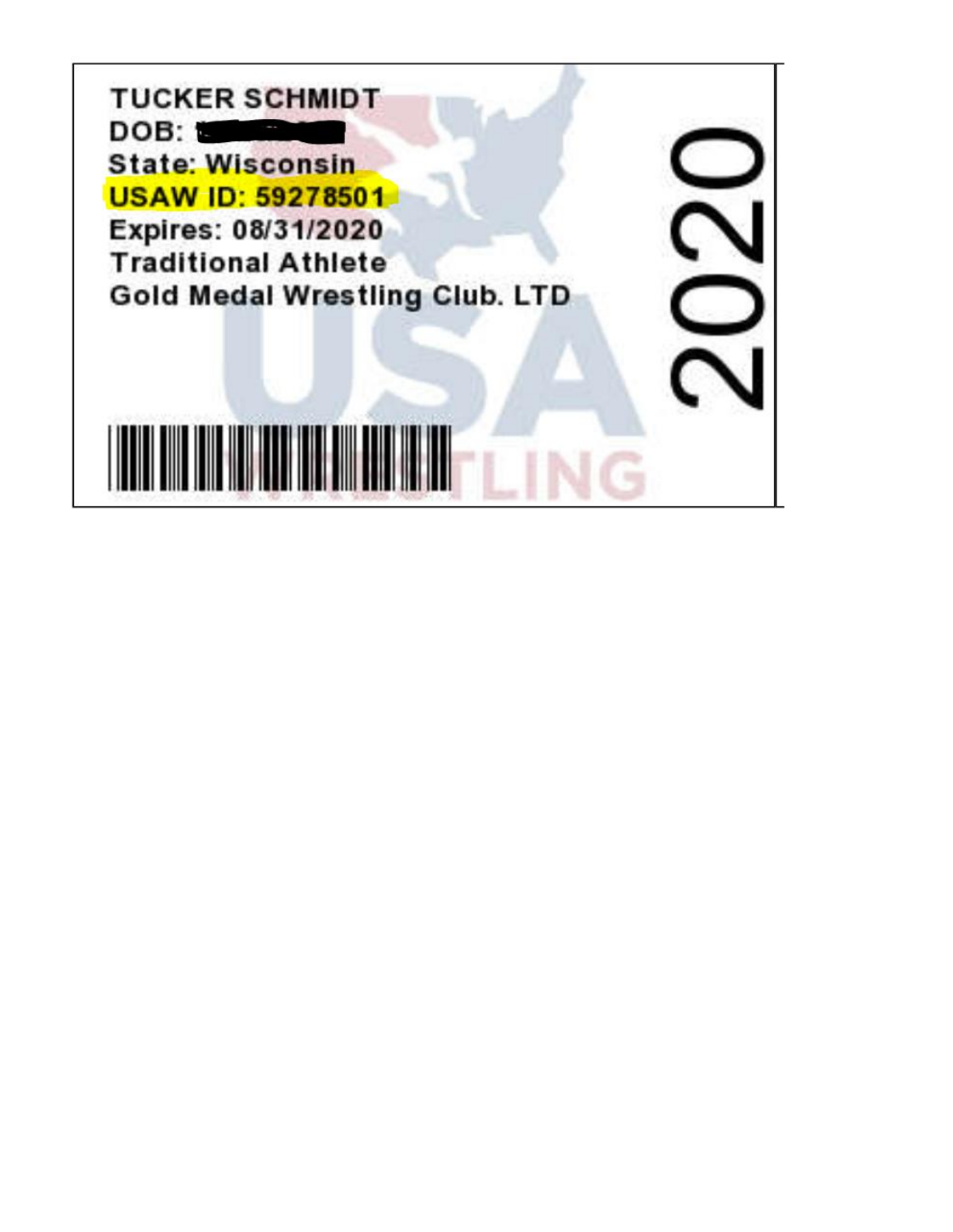TUCKER SCHMIDT

DOB:

State: Wisconsin

USAW ID: 59278501

Expires: 08/31/2020

Traditional Athlete

Gold Medal Wrestling Club. LTD

2020